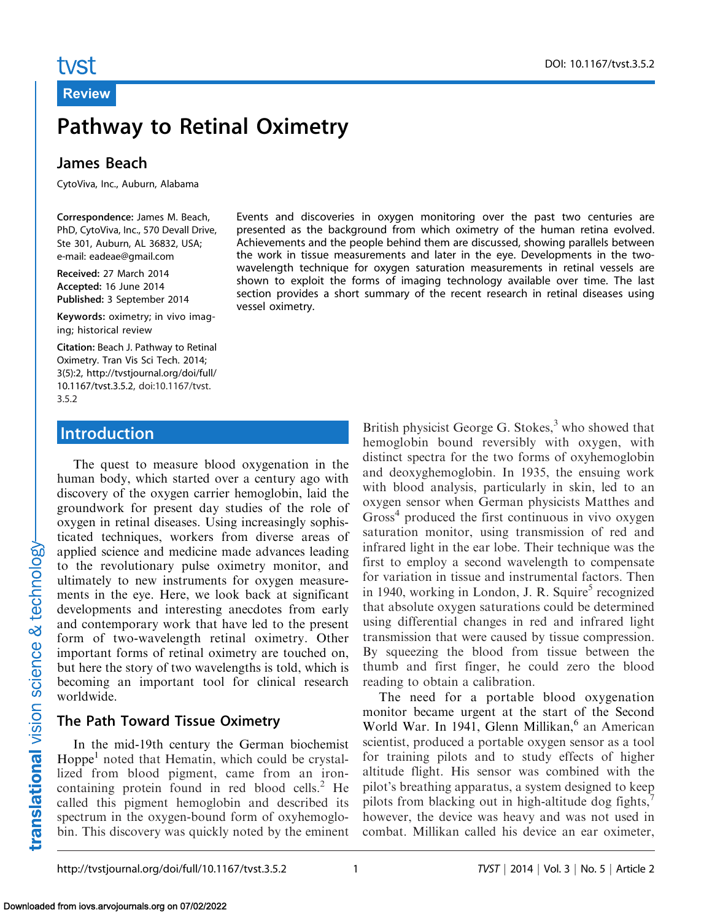Review

# Pathway to Retinal Oximetry

## James Beach

CytoViva, Inc., Auburn, Alabama

**Correspondence:** James M. Beach, PhD, CytoViva, Inc., 570 Devall Drive, Ste 301, Auburn, AL 36832, USA; e-mail: eadeae@gmail.com

**Received:** 27 March 2014
**Accepted:** 16 June 2014
**Published:** 3 September 2014

**Keywords:** oximetry; in vivo imaging; historical review

**Citation:** Beach J. Pathway to Retinal Oximetry. Tran Vis Sci Tech. 2014; 3(5):2, http://tvstjournal.org/doi/full/10.1167/tvst.3.5.2, doi:10.1167/tvst.3.5.2

Events and discoveries in oxygen monitoring over the past two centuries are presented as the background from which oximetry of the human retina evolved. Achievements and the people behind them are discussed, showing parallels between the work in tissue measurements and later in the eye. Developments in the two-wavelength technique for oxygen saturation measurements in retinal vessels are shown to exploit the forms of imaging technology available over time. The last section provides a short summary of the recent research in retinal diseases using vessel oximetry.

## Introduction

The quest to measure blood oxygenation in the human body, which started over a century ago with discovery of the oxygen carrier hemoglobin, laid the groundwork for present day studies of the role of oxygen in retinal diseases. Using increasingly sophisticated techniques, workers from diverse areas of applied science and medicine made advances leading to the revolutionary pulse oximetry monitor, and ultimately to new instruments for oxygen measurements in the eye. Here, we look back at significant developments and interesting anecdotes from early and contemporary work that have led to the present form of two-wavelength retinal oximetry. Other important forms of retinal oximetry are touched on, but here the story of two wavelengths is told, which is becoming an important tool for clinical research worldwide.

### The Path Toward Tissue Oximetry

In the mid-19th century the German biochemist Hoppe[1] noted that Hematin, which could be crystallized from blood pigment, came from an iron-containing protein found in red blood cells.[2] He called this pigment hemoglobin and described its spectrum in the oxygen-bound form of oxyhemoglobin. This discovery was quickly noted by the eminent British physicist George G. Stokes,[3] who showed that hemoglobin bound reversibly with oxygen, with distinct spectra for the two forms of oxyhemoglobin and deoxyghemoglobin. In 1935, the ensuing work with blood analysis, particularly in skin, led to an oxygen sensor when German physicists Matthes and Gross[4] produced the first continuous in vivo oxygen saturation monitor, using transmission of red and infrared light in the ear lobe. Their technique was the first to employ a second wavelength to compensate for variation in tissue and instrumental factors. Then in 1940, working in London, J. R. Squire[5] recognized that absolute oxygen saturations could be determined using differential changes in red and infrared light transmission that were caused by tissue compression. By squeezing the blood from tissue between the thumb and first finger, he could zero the blood reading to obtain a calibration.

The need for a portable blood oxygenation monitor became urgent at the start of the Second World War. In 1941, Glenn Millikan,[6] an American scientist, produced a portable oxygen sensor as a tool for training pilots and to study effects of higher altitude flight. His sensor was combined with the pilot's breathing apparatus, a system designed to keep pilots from blacking out in high-altitude dog fights,[7] however, the device was heavy and was not used in combat. Millikan called his device an ear oximeter,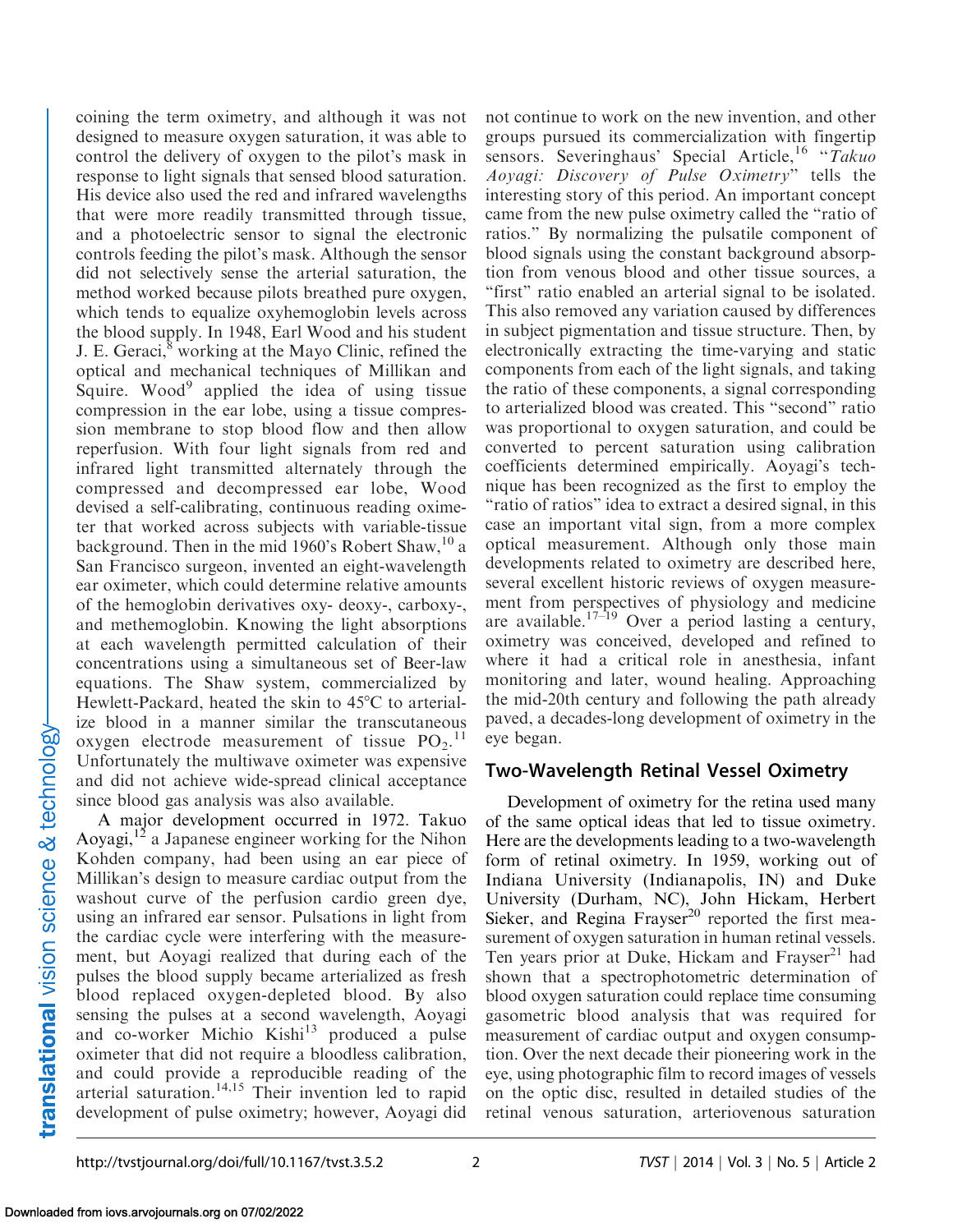coining the term oximetry, and although it was not designed to measure oxygen saturation, it was able to control the delivery of oxygen to the pilot's mask in response to light signals that sensed blood saturation. His device also used the red and infrared wavelengths that were more readily transmitted through tissue, and a photoelectric sensor to signal the electronic controls feeding the pilot's mask. Although the sensor did not selectively sense the arterial saturation, the method worked because pilots breathed pure oxygen, which tends to equalize oxyhemoglobin levels across the blood supply. In 1948, Earl Wood and his student J. E. Geraci,[8] working at the Mayo Clinic, refined the optical and mechanical techniques of Millikan and Squire. Wood[9] applied the idea of using tissue compression in the ear lobe, using a tissue compression membrane to stop blood flow and then allow reperfusion. With four light signals from red and infrared light transmitted alternately through the compressed and decompressed ear lobe, Wood devised a self-calibrating, continuous reading oximeter that worked across subjects with variable-tissue background. Then in the mid 1960's Robert Shaw,[10] a San Francisco surgeon, invented an eight-wavelength ear oximeter, which could determine relative amounts of the hemoglobin derivatives oxy- deoxy-, carboxy-, and methemoglobin. Knowing the light absorptions at each wavelength permitted calculation of their concentrations using a simultaneous set of Beer-law equations. The Shaw system, commercialized by Hewlett-Packard, heated the skin to 45°C to arterialize blood in a manner similar the transcutaneous oxygen electrode measurement of tissue $PO_2$.[11] Unfortunately the multiwave oximeter was expensive and did not achieve wide-spread clinical acceptance since blood gas analysis was also available.

A major development occurred in 1972. Takuo Aoyagi,[12] a Japanese engineer working for the Nihon Kohden company, had been using an ear piece of Millikan's design to measure cardiac output from the washout curve of the perfusion cardio green dye, using an infrared ear sensor. Pulsations in light from the cardiac cycle were interfering with the measurement, but Aoyagi realized that during each of the pulses the blood supply became arterialized as fresh blood replaced oxygen-depleted blood. By also sensing the pulses at a second wavelength, Aoyagi and co-worker Michio Kishi[13] produced a pulse oximeter that did not require a bloodless calibration, and could provide a reproducible reading of the arterial saturation.[14,15] Their invention led to rapid development of pulse oximetry; however, Aoyagi did not continue to work on the new invention, and other groups pursued its commercialization with fingertip sensors. Severinghaus' Special Article,[16] "*Takuo Aoyagi: Discovery of Pulse Oximetry*" tells the interesting story of this period. An important concept came from the new pulse oximetry called the "ratio of ratios." By normalizing the pulsatile component of blood signals using the constant background absorption from venous blood and other tissue sources, a "first" ratio enabled an arterial signal to be isolated. This also removed any variation caused by differences in subject pigmentation and tissue structure. Then, by electronically extracting the time-varying and static components from each of the light signals, and taking the ratio of these components, a signal corresponding to arterialized blood was created. This "second" ratio was proportional to oxygen saturation, and could be converted to percent saturation using calibration coefficients determined empirically. Aoyagi's technique has been recognized as the first to employ the "ratio of ratios" idea to extract a desired signal, in this case an important vital sign, from a more complex optical measurement. Although only those main developments related to oximetry are described here, several excellent historic reviews of oxygen measurement from perspectives of physiology and medicine are available.[17–19] Over a period lasting a century, oximetry was conceived, developed and refined to where it had a critical role in anesthesia, infant monitoring and later, wound healing. Approaching the mid-20th century and following the path already paved, a decades-long development of oximetry in the eye began.

## Two-Wavelength Retinal Vessel Oximetry

Development of oximetry for the retina used many of the same optical ideas that led to tissue oximetry. Here are the developments leading to a two-wavelength form of retinal oximetry. In 1959, working out of Indiana University (Indianapolis, IN) and Duke University (Durham, NC), John Hickam, Herbert Sieker, and Regina Frayser[20] reported the first measurement of oxygen saturation in human retinal vessels. Ten years prior at Duke, Hickam and Frayser[21] had shown that a spectrophotometric determination of blood oxygen saturation could replace time consuming gasometric blood analysis that was required for measurement of cardiac output and oxygen consumption. Over the next decade their pioneering work in the eye, using photographic film to record images of vessels on the optic disc, resulted in detailed studies of the retinal venous saturation, arteriovenous saturation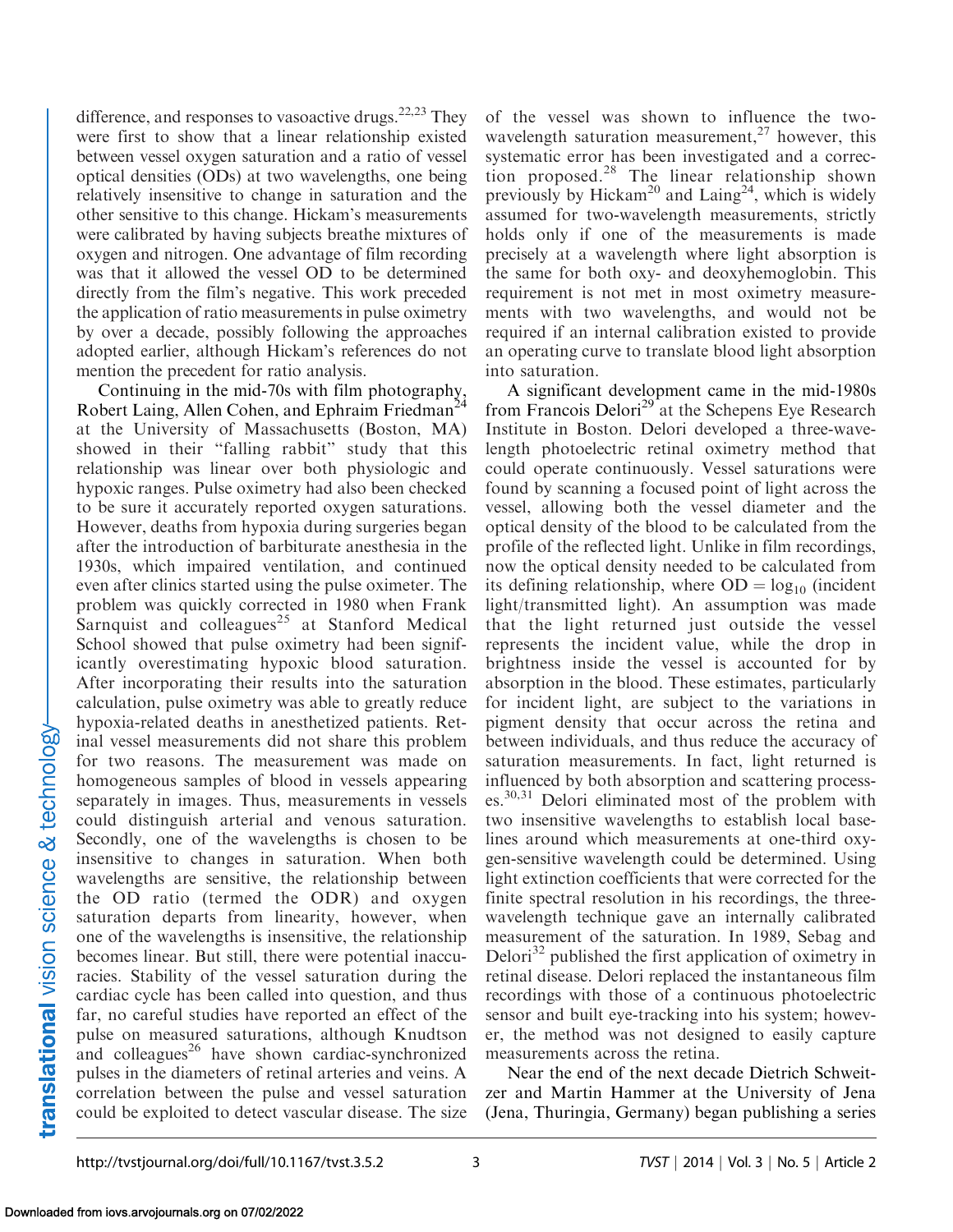difference, and responses to vasoactive drugs.[22,23] They were first to show that a linear relationship existed between vessel oxygen saturation and a ratio of vessel optical densities (ODs) at two wavelengths, one being relatively insensitive to change in saturation and the other sensitive to this change. Hickam's measurements were calibrated by having subjects breathe mixtures of oxygen and nitrogen. One advantage of film recording was that it allowed the vessel OD to be determined directly from the film's negative. This work preceded the application of ratio measurements in pulse oximetry by over a decade, possibly following the approaches adopted earlier, although Hickam's references do not mention the precedent for ratio analysis.

Continuing in the mid-70s with film photography, Robert Laing, Allen Cohen, and Ephraim Friedman[24] at the University of Massachusetts (Boston, MA) showed in their "falling rabbit" study that this relationship was linear over both physiologic and hypoxic ranges. Pulse oximetry had also been checked to be sure it accurately reported oxygen saturations. However, deaths from hypoxia during surgeries began after the introduction of barbiturate anesthesia in the 1930s, which impaired ventilation, and continued even after clinics started using the pulse oximeter. The problem was quickly corrected in 1980 when Frank Sarnquist and colleagues[25] at Stanford Medical School showed that pulse oximetry had been significantly overestimating hypoxic blood saturation. After incorporating their results into the saturation calculation, pulse oximetry was able to greatly reduce hypoxia-related deaths in anesthetized patients. Retinal vessel measurements did not share this problem for two reasons. The measurement was made on homogeneous samples of blood in vessels appearing separately in images. Thus, measurements in vessels could distinguish arterial and venous saturation. Secondly, one of the wavelengths is chosen to be insensitive to changes in saturation. When both wavelengths are sensitive, the relationship between the OD ratio (termed the ODR) and oxygen saturation departs from linearity, however, when one of the wavelengths is insensitive, the relationship becomes linear. But still, there were potential inaccuracies. Stability of the vessel saturation during the cardiac cycle has been called into question, and thus far, no careful studies have reported an effect of the pulse on measured saturations, although Knudtson and colleagues[26] have shown cardiac-synchronized pulses in the diameters of retinal arteries and veins. A correlation between the pulse and vessel saturation could be exploited to detect vascular disease. The size of the vessel was shown to influence the two-wavelength saturation measurement,[27] however, this systematic error has been investigated and a correction proposed.[28] The linear relationship shown previously by Hickam[20] and Laing[24], which is widely assumed for two-wavelength measurements, strictly holds only if one of the measurements is made precisely at a wavelength where light absorption is the same for both oxy- and deoxyhemoglobin. This requirement is not met in most oximetry measurements with two wavelengths, and would not be required if an internal calibration existed to provide an operating curve to translate blood light absorption into saturation.

A significant development came in the mid-1980s from Francois Delori[29] at the Schepens Eye Research Institute in Boston. Delori developed a three-wavelength photoelectric retinal oximetry method that could operate continuously. Vessel saturations were found by scanning a focused point of light across the vessel, allowing both the vessel diameter and the optical density of the blood to be calculated from the profile of the reflected light. Unlike in film recordings, now the optical density needed to be calculated from its defining relationship, where $\mathrm{OD} = \log_{10}$ (incident light/transmitted light). An assumption was made that the light returned just outside the vessel represents the incident value, while the drop in brightness inside the vessel is accounted for by absorption in the blood. These estimates, particularly for incident light, are subject to the variations in pigment density that occur across the retina and between individuals, and thus reduce the accuracy of saturation measurements. In fact, light returned is influenced by both absorption and scattering processes.[30,31] Delori eliminated most of the problem with two insensitive wavelengths to establish local baselines around which measurements at one-third oxygen-sensitive wavelength could be determined. Using light extinction coefficients that were corrected for the finite spectral resolution in his recordings, the three-wavelength technique gave an internally calibrated measurement of the saturation. In 1989, Sebag and Delori[32] published the first application of oximetry in retinal disease. Delori replaced the instantaneous film recordings with those of a continuous photoelectric sensor and built eye-tracking into his system; however, the method was not designed to easily capture measurements across the retina.

Near the end of the next decade Dietrich Schweitzer and Martin Hammer at the University of Jena (Jena, Thuringia, Germany) began publishing a series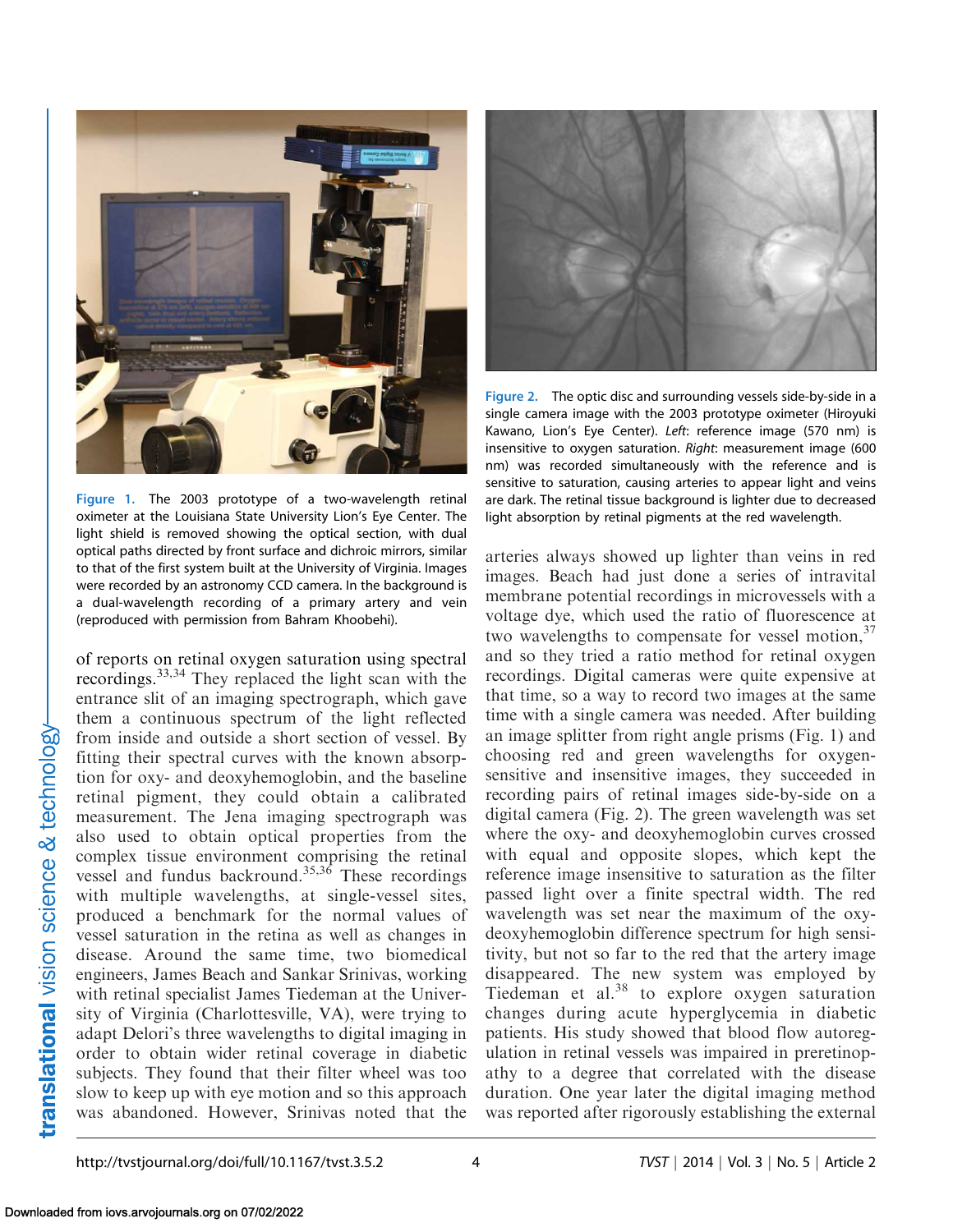Figure 1. The 2003 prototype of a two-wavelength retinal oximeter at the Louisiana State University Lion's Eye Center. The light shield is removed showing the optical section, with dual optical paths directed by front surface and dichroic mirrors, similar to that of the first system built at the University of Virginia. Images were recorded by an astronomy CCD camera. In the background is a dual-wavelength recording of a primary artery and vein (reproduced with permission from Bahram Khoobehi).

Figure 2. The optic disc and surrounding vessels side-by-side in a single camera image with the 2003 prototype oximeter (Hiroyuki Kawano, Lion's Eye Center). *Left*: reference image (570 nm) is insensitive to oxygen saturation. *Right*: measurement image (600 nm) was recorded simultaneously with the reference and is sensitive to saturation, causing arteries to appear light and veins are dark. The retinal tissue background is lighter due to decreased light absorption by retinal pigments at the red wavelength.

of reports on retinal oxygen saturation using spectral recordings.[33,34] They replaced the light scan with the entrance slit of an imaging spectrograph, which gave them a continuous spectrum of the light reflected from inside and outside a short section of vessel. By fitting their spectral curves with the known absorption for oxy- and deoxyhemoglobin, and the baseline retinal pigment, they could obtain a calibrated measurement. The Jena imaging spectrograph was also used to obtain optical properties from the complex tissue environment comprising the retinal vessel and fundus backround.[35,36] These recordings with multiple wavelengths, at single-vessel sites, produced a benchmark for the normal values of vessel saturation in the retina as well as changes in disease. Around the same time, two biomedical engineers, James Beach and Sankar Srinivas, working with retinal specialist James Tiedeman at the University of Virginia (Charlottesville, VA), were trying to adapt Delori's three wavelengths to digital imaging in order to obtain wider retinal coverage in diabetic subjects. They found that their filter wheel was too slow to keep up with eye motion and so this approach was abandoned. However, Srinivas noted that the arteries always showed up lighter than veins in red images. Beach had just done a series of intravital membrane potential recordings in microvessels with a voltage dye, which used the ratio of fluorescence at two wavelengths to compensate for vessel motion,[37] and so they tried a ratio method for retinal oxygen recordings. Digital cameras were quite expensive at that time, so a way to record two images at the same time with a single camera was needed. After building an image splitter from right angle prisms (Fig. 1) and choosing red and green wavelengths for oxygen-sensitive and insensitive images, they succeeded in recording pairs of retinal images side-by-side on a digital camera (Fig. 2). The green wavelength was set where the oxy- and deoxyhemoglobin curves crossed with equal and opposite slopes, which kept the reference image insensitive to saturation as the filter passed light over a finite spectral width. The red wavelength was set near the maximum of the oxy-deoxyhemoglobin difference spectrum for high sensitivity, but not so far to the red that the artery image disappeared. The new system was employed by Tiedeman et al.[38] to explore oxygen saturation changes during acute hyperglycemia in diabetic patients. His study showed that blood flow autoregulation in retinal vessels was impaired in preretinopathy to a degree that correlated with the disease duration. One year later the digital imaging method was reported after rigorously establishing the external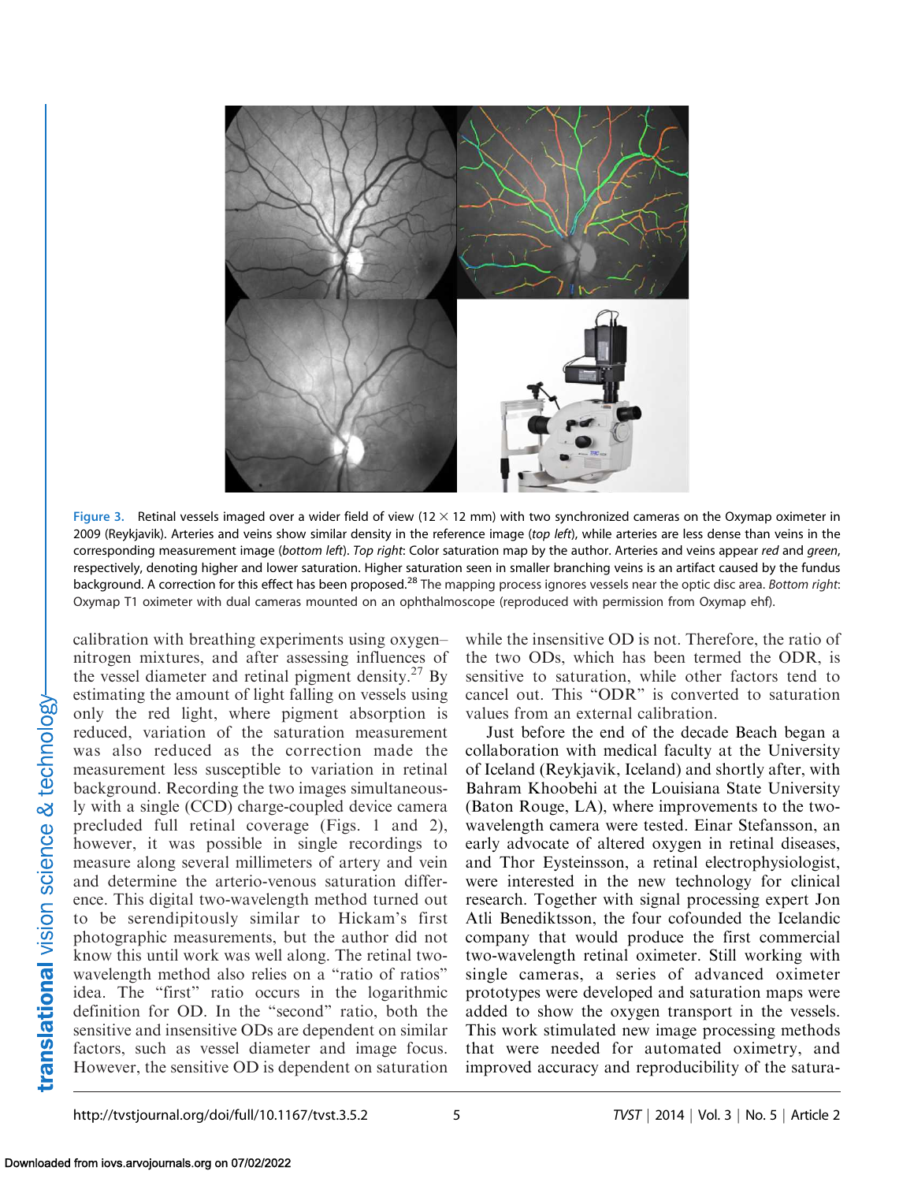Figure 3. Retinal vessels imaged over a wider field of view (12 × 12 mm) with two synchronized cameras on the Oxymap oximeter in 2009 (Reykjavik). Arteries and veins show similar density in the reference image (*top left*), while arteries are less dense than veins in the corresponding measurement image (*bottom left*). *Top right*: Color saturation map by the author. Arteries and veins appear *red* and *green*, respectively, denoting higher and lower saturation. Higher saturation seen in smaller branching veins is an artifact caused by the fundus background. A correction for this effect has been proposed.[28] The mapping process ignores vessels near the optic disc area. *Bottom right*: Oxymap T1 oximeter with dual cameras mounted on an ophthalmoscope (reproduced with permission from Oxymap ehf).

calibration with breathing experiments using oxygen–nitrogen mixtures, and after assessing influences of the vessel diameter and retinal pigment density.[27] By estimating the amount of light falling on vessels using only the red light, where pigment absorption is reduced, variation of the saturation measurement was also reduced as the correction made the measurement less susceptible to variation in retinal background. Recording the two images simultaneously with a single (CCD) charge-coupled device camera precluded full retinal coverage (Figs. 1 and 2), however, it was possible in single recordings to measure along several millimeters of artery and vein and determine the arterio-venous saturation difference. This digital two-wavelength method turned out to be serendipitously similar to Hickam's first photographic measurements, but the author did not know this until work was well along. The retinal two-wavelength method also relies on a "ratio of ratios" idea. The "first" ratio occurs in the logarithmic definition for OD. In the "second" ratio, both the sensitive and insensitive ODs are dependent on similar factors, such as vessel diameter and image focus. However, the sensitive OD is dependent on saturation while the insensitive OD is not. Therefore, the ratio of the two ODs, which has been termed the ODR, is sensitive to saturation, while other factors tend to cancel out. This "ODR" is converted to saturation values from an external calibration.

Just before the end of the decade Beach began a collaboration with medical faculty at the University of Iceland (Reykjavik, Iceland) and shortly after, with Bahram Khoobehi at the Louisiana State University (Baton Rouge, LA), where improvements to the two-wavelength camera were tested. Einar Stefansson, an early advocate of altered oxygen in retinal diseases, and Thor Eysteinsson, a retinal electrophysiologist, were interested in the new technology for clinical research. Together with signal processing expert Jon Atli Benediktsson, the four cofounded the Icelandic company that would produce the first commercial two-wavelength retinal oximeter. Still working with single cameras, a series of advanced oximeter prototypes were developed and saturation maps were added to show the oxygen transport in the vessels. This work stimulated new image processing methods that were needed for automated oximetry, and improved accuracy and reproducibility of the satura-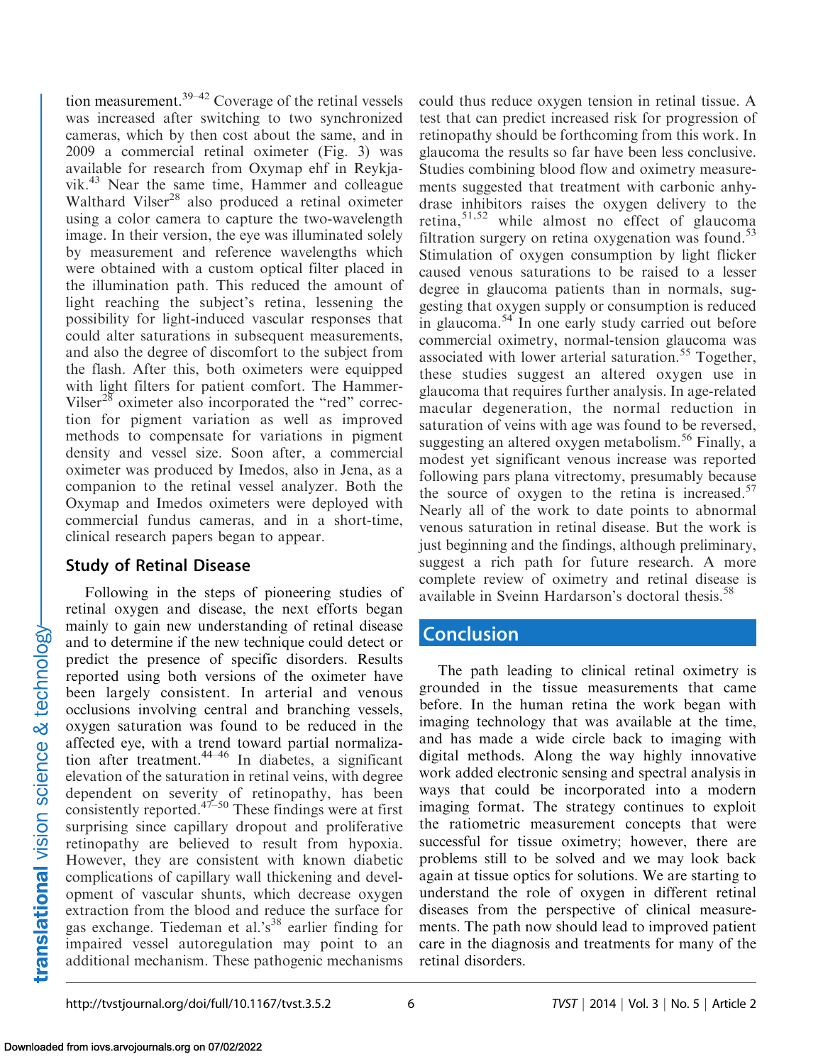tion measurement.[39–42] Coverage of the retinal vessels was increased after switching to two synchronized cameras, which by then cost about the same, and in 2009 a commercial retinal oximeter (Fig. 3) was available for research from Oxymap ehf in Reykjavik.[43] Near the same time, Hammer and colleague Walthard Vilser[28] also produced a retinal oximeter using a color camera to capture the two-wavelength image. In their version, the eye was illuminated solely by measurement and reference wavelengths which were obtained with a custom optical filter placed in the illumination path. This reduced the amount of light reaching the subject's retina, lessening the possibility for light-induced vascular responses that could alter saturations in subsequent measurements, and also the degree of discomfort to the subject from the flash. After this, both oximeters were equipped with light filters for patient comfort. The Hammer-Vilser[28] oximeter also incorporated the "red" correction for pigment variation as well as improved methods to compensate for variations in pigment density and vessel size. Soon after, a commercial oximeter was produced by Imedos, also in Jena, as a companion to the retinal vessel analyzer. Both the Oxymap and Imedos oximeters were deployed with commercial fundus cameras, and in a short-time, clinical research papers began to appear.

## Study of Retinal Disease

Following in the steps of pioneering studies of retinal oxygen and disease, the next efforts began mainly to gain new understanding of retinal disease and to determine if the new technique could detect or predict the presence of specific disorders. Results reported using both versions of the oximeter have been largely consistent. In arterial and venous occlusions involving central and branching vessels, oxygen saturation was found to be reduced in the affected eye, with a trend toward partial normalization after treatment.[44–46] In diabetes, a significant elevation of the saturation in retinal veins, with degree dependent on severity of retinopathy, has been consistently reported.[47–50] These findings were at first surprising since capillary dropout and proliferative retinopathy are believed to result from hypoxia. However, they are consistent with known diabetic complications of capillary wall thickening and development of vascular shunts, which decrease oxygen extraction from the blood and reduce the surface for gas exchange. Tiedeman et al.'s[38] earlier finding for impaired vessel autoregulation may point to an additional mechanism. These pathogenic mechanisms could thus reduce oxygen tension in retinal tissue. A test that can predict increased risk for progression of retinopathy should be forthcoming from this work. In glaucoma the results so far have been less conclusive. Studies combining blood flow and oximetry measurements suggested that treatment with carbonic anhydrase inhibitors raises the oxygen delivery to the retina,[51,52] while almost no effect of glaucoma filtration surgery on retina oxygenation was found.[53] Stimulation of oxygen consumption by light flicker caused venous saturations to be raised to a lesser degree in glaucoma patients than in normals, suggesting that oxygen supply or consumption is reduced in glaucoma.[54] In one early study carried out before commercial oximetry, normal-tension glaucoma was associated with lower arterial saturation.[55] Together, these studies suggest an altered oxygen use in glaucoma that requires further analysis. In age-related macular degeneration, the normal reduction in saturation of veins with age was found to be reversed, suggesting an altered oxygen metabolism.[56] Finally, a modest yet significant venous increase was reported following pars plana vitrectomy, presumably because the source of oxygen to the retina is increased.[57] Nearly all of the work to date points to abnormal venous saturation in retinal disease. But the work is just beginning and the findings, although preliminary, suggest a rich path for future research. A more complete review of oximetry and retinal disease is available in Sveinn Hardarson's doctoral thesis.[58]

## Conclusion

The path leading to clinical retinal oximetry is grounded in the tissue measurements that came before. In the human retina the work began with imaging technology that was available at the time, and has made a wide circle back to imaging with digital methods. Along the way highly innovative work added electronic sensing and spectral analysis in ways that could be incorporated into a modern imaging format. The strategy continues to exploit the ratiometric measurement concepts that were successful for tissue oximetry; however, there are problems still to be solved and we may look back again at tissue optics for solutions. We are starting to understand the role of oxygen in different retinal diseases from the perspective of clinical measurements. The path now should lead to improved patient care in the diagnosis and treatments for many of the retinal disorders.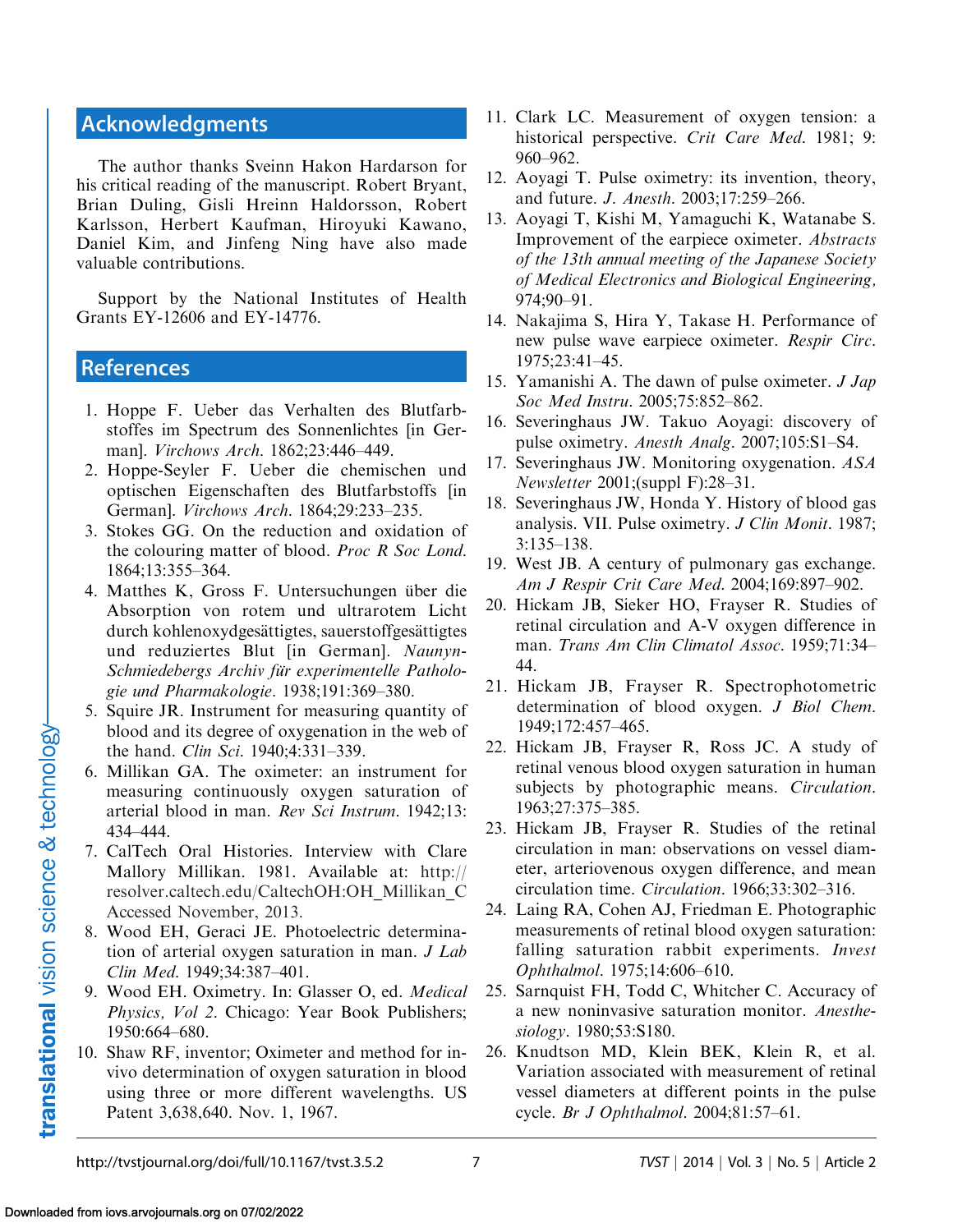## Acknowledgments

The author thanks Sveinn Hakon Hardarson for his critical reading of the manuscript. Robert Bryant, Brian Duling, Gisli Hreinn Haldorsson, Robert Karlsson, Herbert Kaufman, Hiroyuki Kawano, Daniel Kim, and Jinfeng Ning have also made valuable contributions.

Support by the National Institutes of Health Grants EY-12606 and EY-14776.

## References

1. Hoppe F. Ueber das Verhalten des Blutfarbstoffes im Spectrum des Sonnenlichtes [in German]. *Virchows Arch.* 1862;23:446–449.
2. Hoppe-Seyler F. Ueber die chemischen und optischen Eigenschaften des Blutfarbstoffs [in German]. *Virchows Arch.* 1864;29:233–235.
3. Stokes GG. On the reduction and oxidation of the colouring matter of blood. *Proc R Soc Lond.* 1864;13:355–364.
4. Matthes K, Gross F. Untersuchungen über die Absorption von rotem und ultrarotem Licht durch kohlenoxydgesättigtes, sauerstoffgesättigtes und reduziertes Blut [in German]. *Naunyn-Schmiedebergs Archiv für experimentelle Pathologie und Pharmakologie*. 1938;191:369–380.
5. Squire JR. Instrument for measuring quantity of blood and its degree of oxygenation in the web of the hand. *Clin Sci.* 1940;4:331–339.
6. Millikan GA. The oximeter: an instrument for measuring continuously oxygen saturation of arterial blood in man. *Rev Sci Instrum.* 1942;13:434–444.
7. CalTech Oral Histories. Interview with Clare Mallory Millikan. 1981. Available at: http://resolver.caltech.edu/CaltechOH:OH_Millikan_C Accessed November, 2013.
8. Wood EH, Geraci JE. Photoelectric determination of arterial oxygen saturation in man. *J Lab Clin Med.* 1949;34:387–401.
9. Wood EH. Oximetry. In: Glasser O, ed. *Medical Physics, Vol 2*. Chicago: Year Book Publishers; 1950:664–680.
10. Shaw RF, inventor; Oximeter and method for in-vivo determination of oxygen saturation in blood using three or more different wavelengths. US Patent 3,638,640. Nov. 1, 1967.
11. Clark LC. Measurement of oxygen tension: a historical perspective. *Crit Care Med.* 1981; 9: 960–962.
12. Aoyagi T. Pulse oximetry: its invention, theory, and future. *J. Anesth.* 2003;17:259–266.
13. Aoyagi T, Kishi M, Yamaguchi K, Watanabe S. Improvement of the earpiece oximeter. *Abstracts of the 13th annual meeting of the Japanese Society of Medical Electronics and Biological Engineering*, 974;90–91.
14. Nakajima S, Hira Y, Takase H. Performance of new pulse wave earpiece oximeter. *Respir Circ.* 1975;23:41–45.
15. Yamanishi A. The dawn of pulse oximeter. *J Jap Soc Med Instru.* 2005;75:852–862.
16. Severinghaus JW. Takuo Aoyagi: discovery of pulse oximetry. *Anesth Analg.* 2007;105:S1–S4.
17. Severinghaus JW. Monitoring oxygenation. *ASA Newsletter* 2001;(suppl F):28–31.
18. Severinghaus JW, Honda Y. History of blood gas analysis. VII. Pulse oximetry. *J Clin Monit.* 1987; 3:135–138.
19. West JB. A century of pulmonary gas exchange. *Am J Respir Crit Care Med.* 2004;169:897–902.
20. Hickam JB, Sieker HO, Frayser R. Studies of retinal circulation and A-V oxygen difference in man. *Trans Am Clin Climatol Assoc.* 1959;71:34–44.
21. Hickam JB, Frayser R. Spectrophotometric determination of blood oxygen. *J Biol Chem.* 1949;172:457–465.
22. Hickam JB, Frayser R, Ross JC. A study of retinal venous blood oxygen saturation in human subjects by photographic means. *Circulation.* 1963;27:375–385.
23. Hickam JB, Frayser R. Studies of the retinal circulation in man: observations on vessel diameter, arteriovenous oxygen difference, and mean circulation time. *Circulation.* 1966;33:302–316.
24. Laing RA, Cohen AJ, Friedman E. Photographic measurements of retinal blood oxygen saturation: falling saturation rabbit experiments. *Invest Ophthalmol.* 1975;14:606–610.
25. Sarnquist FH, Todd C, Whitcher C. Accuracy of a new noninvasive saturation monitor. *Anesthesiology.* 1980;53:S180.
26. Knudtson MD, Klein BEK, Klein R, et al. Variation associated with measurement of retinal vessel diameters at different points in the pulse cycle. *Br J Ophthalmol.* 2004;81:57–61.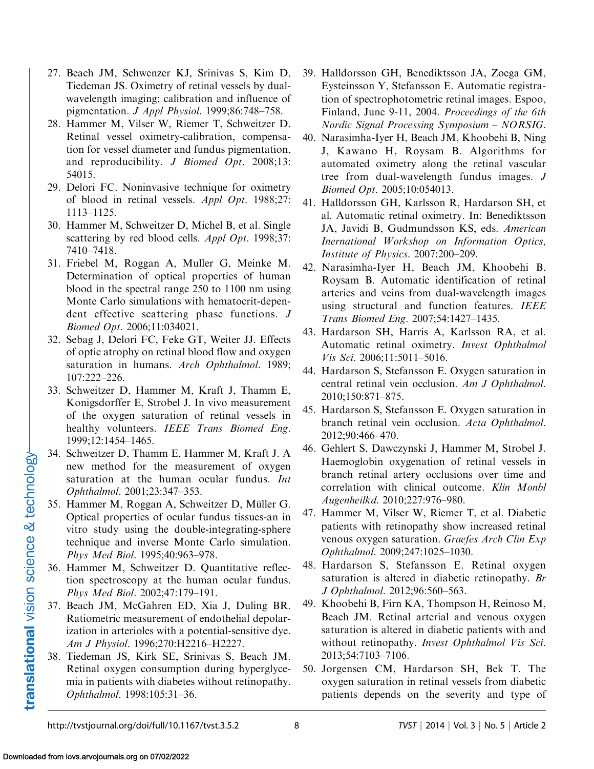27. Beach JM, Schwenzer KJ, Srinivas S, Kim D, Tiedeman JS. Oximetry of retinal vessels by dual-wavelength imaging: calibration and influence of pigmentation. *J Appl Physiol*. 1999;86:748–758.
28. Hammer M, Vilser W, Riemer T, Schweitzer D. Retinal vessel oximetry-calibration, compensation for vessel diameter and fundus pigmentation, and reproducibility. *J Biomed Opt*. 2008;13:54015.
29. Delori FC. Noninvasive technique for oximetry of blood in retinal vessels. *Appl Opt*. 1988;27:1113–1125.
30. Hammer M, Schweitzer D, Michel B, et al. Single scattering by red blood cells. *Appl Opt*. 1998;37:7410–7418.
31. Friebel M, Roggan A, Muller G, Meinke M. Determination of optical properties of human blood in the spectral range 250 to 1100 nm using Monte Carlo simulations with hematocrit-dependent effective scattering phase functions. *J Biomed Opt*. 2006;11:034021.
32. Sebag J, Delori FC, Feke GT, Weiter JJ. Effects of optic atrophy on retinal blood flow and oxygen saturation in humans. *Arch Ophthalmol*. 1989;107:222–226.
33. Schweitzer D, Hammer M, Kraft J, Thamm E, Konigsdorffer E, Strobel J. In vivo measurement of the oxygen saturation of retinal vessels in healthy volunteers. *IEEE Trans Biomed Eng*. 1999;12:1454–1465.
34. Schweitzer D, Thamm E, Hammer M, Kraft J. A new method for the measurement of oxygen saturation at the human ocular fundus. *Int Ophthalmol*. 2001;23:347–353.
35. Hammer M, Roggan A, Schweitzer D, Müller G. Optical properties of ocular fundus tissues-an in vitro study using the double-integrating-sphere technique and inverse Monte Carlo simulation. *Phys Med Biol*. 1995;40:963–978.
36. Hammer M, Schweitzer D. Quantitative reflection spectroscopy at the human ocular fundus. *Phys Med Biol*. 2002;47:179–191.
37. Beach JM, McGahren ED, Xia J, Duling BR. Ratiometric measurement of endothelial depolarization in arterioles with a potential-sensitive dye. *Am J Physiol*. 1996;270:H2216–H2227.
38. Tiedeman JS, Kirk SE, Srinivas S, Beach JM. Retinal oxygen consumption during hyperglycemia in patients with diabetes without retinopathy. *Ophthalmol*. 1998:105:31–36.
39. Halldorsson GH, Benediktsson JA, Zoega GM, Eysteinsson Y, Stefansson E. Automatic registration of spectrophotometric retinal images. Espoo, Finland, June 9-11, 2004. *Proceedings of the 6th Nordic Signal Processing Symposium – NORSIG*.
40. Narasimha-Iyer H, Beach JM, Khoobehi B, Ning J, Kawano H, Roysam B. Algorithms for automated oximetry along the retinal vascular tree from dual-wavelength fundus images. *J Biomed Opt*. 2005;10:054013.
41. Halldorsson GH, Karlsson R, Hardarson SH, et al. Automatic retinal oximetry. In: Benediktsson JA, Javidi B, Gudmundsson KS, eds. *American Inernational Workshop on Information Optics, Institute of Physics*. 2007:200–209.
42. Narasimha-Iyer H, Beach JM, Khoobehi B, Roysam B. Automatic identification of retinal arteries and veins from dual-wavelength images using structural and function features. *IEEE Trans Biomed Eng*. 2007;54:1427–1435.
43. Hardarson SH, Harris A, Karlsson RA, et al. Automatic retinal oximetry. *Invest Ophthalmol Vis Sci*. 2006;11:5011–5016.
44. Hardarson S, Stefansson E. Oxygen saturation in central retinal vein occlusion. *Am J Ophthalmol*. 2010;150:871–875.
45. Hardarson S, Stefansson E. Oxygen saturation in branch retinal vein occlusion. *Acta Ophthalmol*. 2012;90:466–470.
46. Gehlert S, Dawczynski J, Hammer M, Strobel J. Haemoglobin oxygenation of retinal vessels in branch retinal artery occlusions over time and correlation with clinical outcome. *Klin Monbl Augenheilkd*. 2010;227:976–980.
47. Hammer M, Vilser W, Riemer T, et al. Diabetic patients with retinopathy show increased retinal venous oxygen saturation. *Graefes Arch Clin Exp Ophthalmol*. 2009;247:1025–1030.
48. Hardarson S, Stefansson E. Retinal oxygen saturation is altered in diabetic retinopathy. *Br J Ophthalmol*. 2012;96:560–563.
49. Khoobehi B, Firn KA, Thompson H, Reinoso M, Beach JM. Retinal arterial and venous oxygen saturation is altered in diabetic patients with and without retinopathy. *Invest Ophthalmol Vis Sci*. 2013;54:7103–7106.
50. Jorgensen CM, Hardarson SH, Bek T. The oxygen saturation in retinal vessels from diabetic patients depends on the severity and type of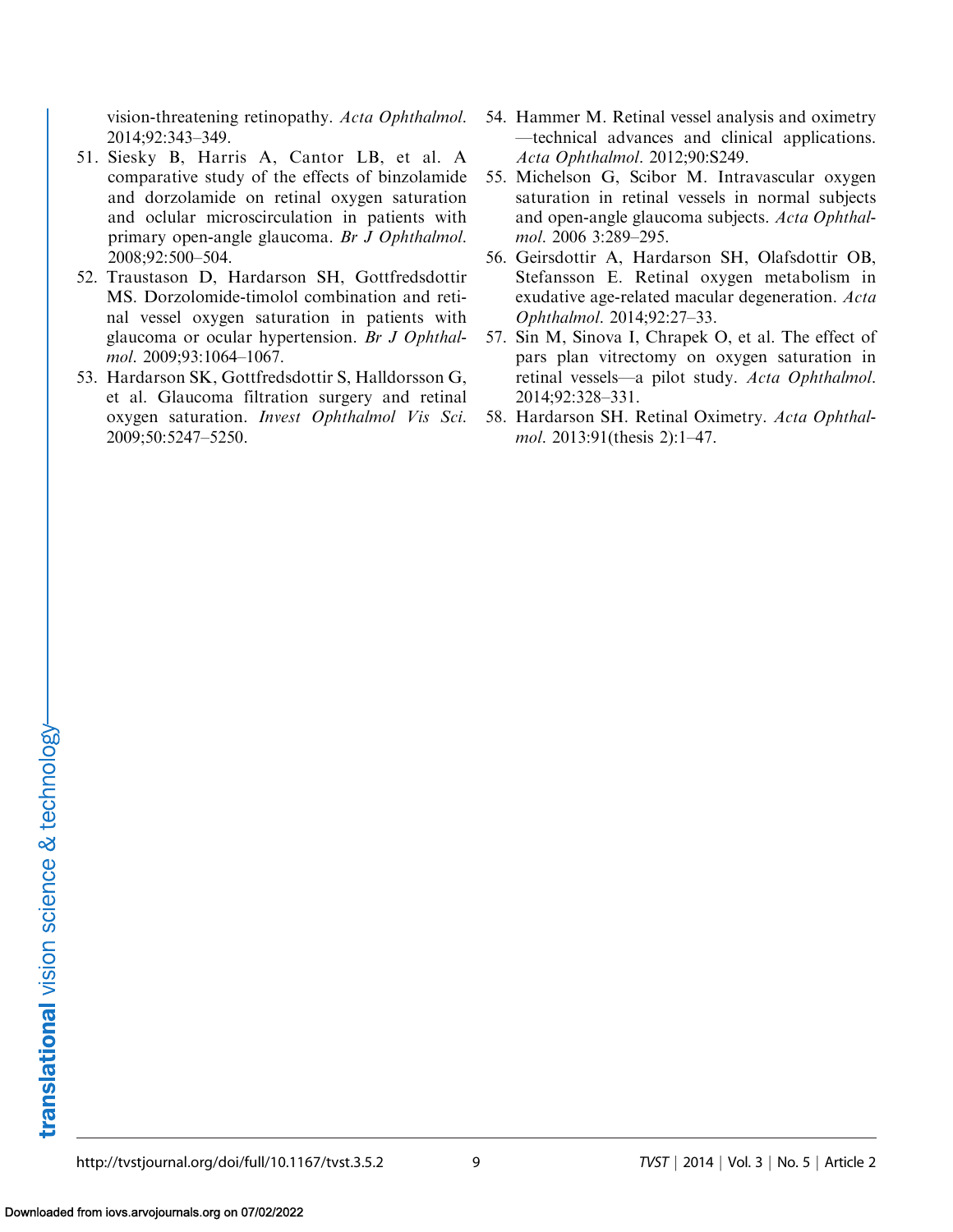vision-threatening retinopathy. *Acta Ophthalmol*. 2014;92:343–349.

51. Siesky B, Harris A, Cantor LB, et al. A comparative study of the effects of binzolamide and dorzolamide on retinal oxygen saturation and oclular microscirculation in patients with primary open-angle glaucoma. *Br J Ophthalmol*. 2008;92:500–504.
52. Traustason D, Hardarson SH, Gottfredsdottir MS. Dorzolomide-timolol combination and retinal vessel oxygen saturation in patients with glaucoma or ocular hypertension. *Br J Ophthalmol*. 2009;93:1064–1067.
53. Hardarson SK, Gottfredsdottir S, Halldorsson G, et al. Glaucoma filtration surgery and retinal oxygen saturation. *Invest Ophthalmol Vis Sci*. 2009;50:5247–5250.
54. Hammer M. Retinal vessel analysis and oximetry —technical advances and clinical applications. *Acta Ophthalmol*. 2012;90:S249.
55. Michelson G, Scibor M. Intravascular oxygen saturation in retinal vessels in normal subjects and open-angle glaucoma subjects. *Acta Ophthalmol*. 2006 3:289–295.
56. Geirsdottir A, Hardarson SH, Olafsdottir OB, Stefansson E. Retinal oxygen metabolism in exudative age-related macular degeneration. *Acta Ophthalmol*. 2014;92:27–33.
57. Sin M, Sinova I, Chrapek O, et al. The effect of pars plan vitrectomy on oxygen saturation in retinal vessels—a pilot study. *Acta Ophthalmol*. 2014;92:328–331.
58. Hardarson SH. Retinal Oximetry. *Acta Ophthalmol*. 2013:91(thesis 2):1–47.